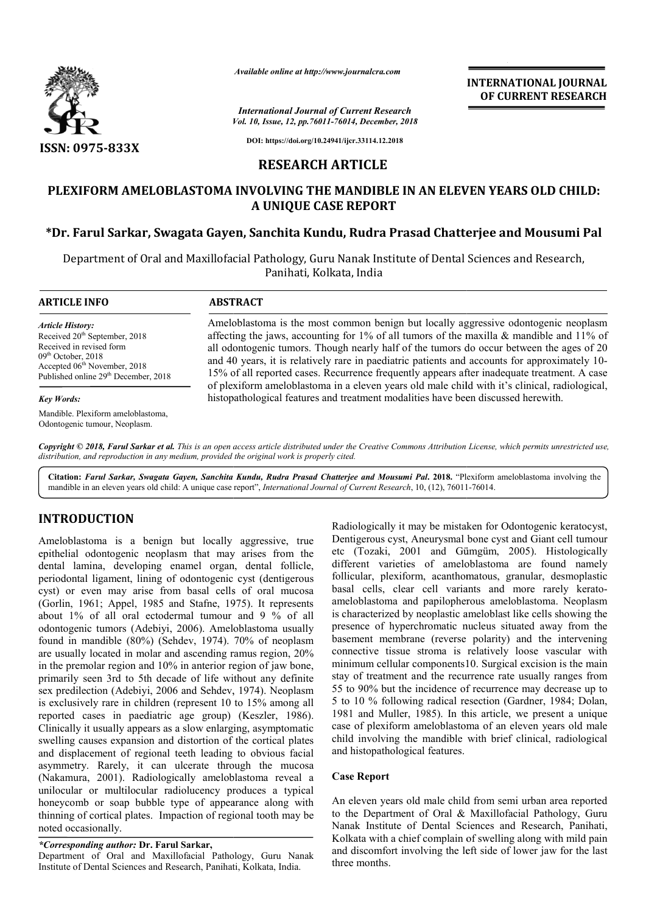*Available online at http://www.journalcra.com*

*International Journal of Current Research*
*Vol. 10, Issue, 12, pp.76011-76014, December, 2018*

**DOI: https://doi.org/10.24941/ijcr.33114.12.2018**

**INTERNATIONAL JOURNAL OF CURRENT RESEARCH**

**ISSN: 0975-833X**

## RESEARCH ARTICLE

# PLEXIFORM AMELOBLASTOMA INVOLVING THE MANDIBLE IN AN ELEVEN YEARS OLD CHILD: A UNIQUE CASE REPORT

**\*Dr. Farul Sarkar, Swagata Gayen, Sanchita Kundu, Rudra Prasad Chatterjee and Mousumi Pal**

Department of Oral and Maxillofacial Pathology, Guru Nanak Institute of Dental Sciences and Research, Panihati, Kolkata, India

**ARTICLE INFO**

*Article History:*
Received 20th September, 2018
Received in revised form 09th October, 2018
Accepted 06th November, 2018
Published online 29th December, 2018

*Key Words:*
Mandible. Plexiform ameloblastoma, Odontogenic tumour, Neoplasm.

**ABSTRACT**

Ameloblastoma is the most common benign but locally aggressive odontogenic neoplasm affecting the jaws, accounting for 1% of all tumors of the maxilla & mandible and 11% of all odontogenic tumors. Though nearly half of the tumors do occur between the ages of 20 and 40 years, it is relatively rare in paediatric patients and accounts for approximately 10-15% of all reported cases. Recurrence frequently appears after inadequate treatment. A case of plexiform ameloblastoma in a eleven years old male child with it's clinical, radiological, histopathological features and treatment modalities have been discussed herewith.

*Copyright © 2018, Farul Sarkar et al. This is an open access article distributed under the Creative Commons Attribution License, which permits unrestricted use, distribution, and reproduction in any medium, provided the original work is properly cited.*

**Citation:** *Farul Sarkar, Swagata Gayen, Sanchita Kundu, Rudra Prasad Chatterjee and Mousumi Pal.* **2018.** "Plexiform ameloblastoma involving the mandible in an eleven years old child: A unique case report", *International Journal of Current Research*, 10, (12), 76011-76014.

## INTRODUCTION

Ameloblastoma is a benign but locally aggressive, true epithelial odontogenic neoplasm that may arises from the dental lamina, developing enamel organ, dental follicle, periodontal ligament, lining of odontogenic cyst (dentigerous cyst) or even may arise from basal cells of oral mucosa (Gorlin, 1961; Appel, 1985 and Stafne, 1975). It represents about 1% of all oral ectodermal tumour and 9 % of all odontogenic tumors (Adebiyi, 2006). Ameloblastoma usually found in mandible (80%) (Sehdev, 1974). 70% of neoplasm are usually located in molar and ascending ramus region, 20% in the premolar region and 10% in anterior region of jaw bone, primarily seen 3rd to 5th decade of life without any definite sex predilection (Adebiyi, 2006 and Sehdev, 1974). Neoplasm is exclusively rare in children (represent 10 to 15% among all reported cases in paediatric age group) (Keszler, 1986). Clinically it usually appears as a slow enlarging, asymptomatic swelling causes expansion and distortion of the cortical plates and displacement of regional teeth leading to obvious facial asymmetry. Rarely, it can ulcerate through the mucosa (Nakamura, 2001). Radiologically ameloblastoma reveal a unilocular or multilocular radiolucency produces a typical honeycomb or soap bubble type of appearance along with thinning of cortical plates. Impaction of regional tooth may be noted occasionally.

Radiologically it may be mistaken for Odontogenic keratocyst, Dentigerous cyst, Aneurysmal bone cyst and Giant cell tumour etc (Tozaki, 2001 and Gümgüm, 2005). Histologically different varieties of ameloblastoma are found namely follicular, plexiform, acanthomatous, granular, desmoplastic basal cells, clear cell variants and more rarely kerato-ameloblastoma and papilopherous ameloblastoma. Neoplasm is characterized by neoplastic ameloblast like cells showing the presence of hyperchromatic nucleus situated away from the basement membrane (reverse polarity) and the intervening connective tissue stroma is relatively loose vascular with minimum cellular components10. Surgical excision is the main stay of treatment and the recurrence rate usually ranges from 55 to 90% but the incidence of recurrence may decrease up to 5 to 10 % following radical resection (Gardner, 1984; Dolan, 1981 and Muller, 1985). In this article, we present a unique case of plexiform ameloblastoma of an eleven years old male child involving the mandible with brief clinical, radiological and histopathological features.

### Case Report

An eleven years old male child from semi urban area reported to the Department of Oral & Maxillofacial Pathology, Guru Nanak Institute of Dental Sciences and Research, Panihati, Kolkata with a chief complain of swelling along with mild pain and discomfort involving the left side of lower jaw for the last three months.

***Corresponding author:** **Dr. Farul Sarkar,**
Department of Oral and Maxillofacial Pathology, Guru Nanak Institute of Dental Sciences and Research, Panihati, Kolkata, India.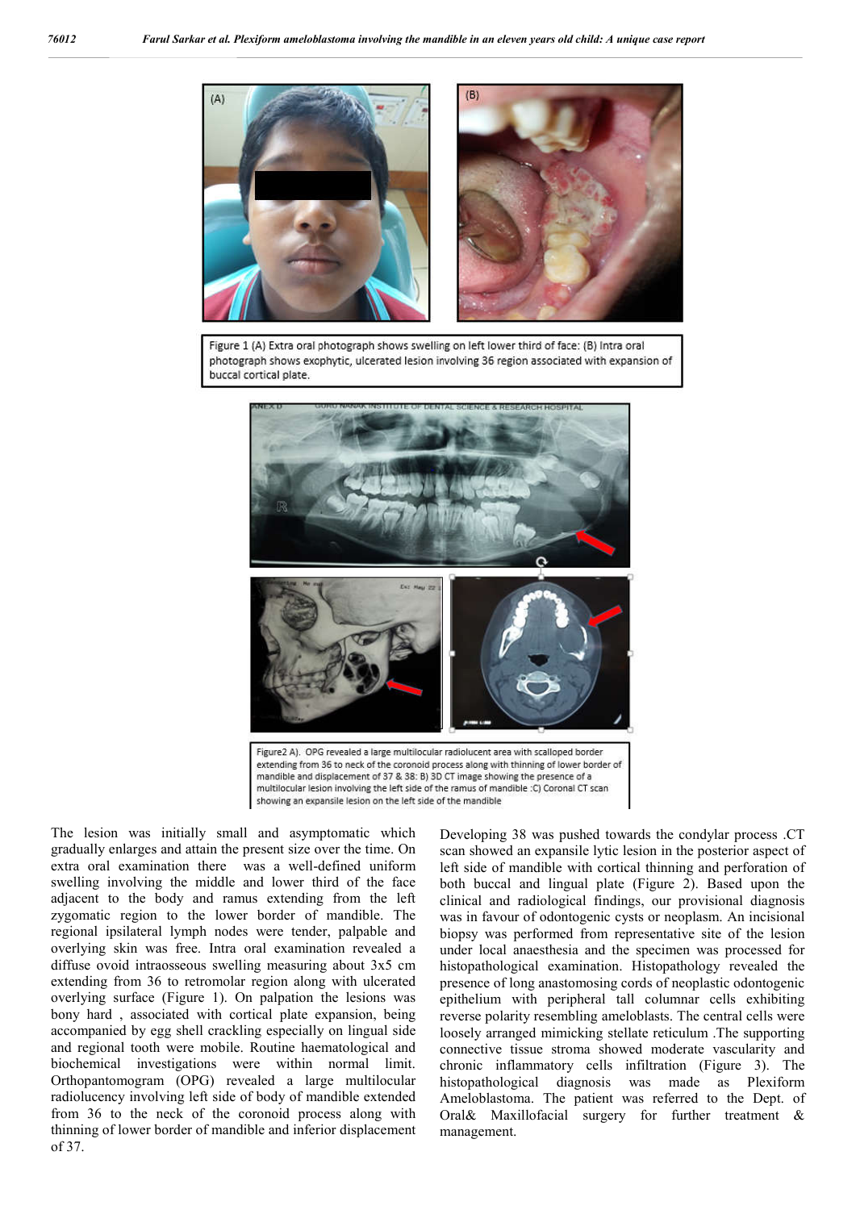Figure 1 (A) Extra oral photograph shows swelling on left lower third of face: (B) Intra oral photograph shows exophytic, ulcerated lesion involving 36 region associated with expansion of buccal cortical plate.

Figure2 A). OPG revealed a large multilocular radiolucent area with scalloped border extending from 36 to neck of the coronoid process along with thinning of lower border of mandible and displacement of 37 & 38: B) 3D CT image showing the presence of a multilocular lesion involving the left side of the ramus of mandible :C) Coronal CT scan showing an expansile lesion on the left side of the mandible

The lesion was initially small and asymptomatic which gradually enlarges and attain the present size over the time. On extra oral examination there was a well-defined uniform swelling involving the middle and lower third of the face adjacent to the body and ramus extending from the left zygomatic region to the lower border of mandible. The regional ipsilateral lymph nodes were tender, palpable and overlying skin was free. Intra oral examination revealed a diffuse ovoid intraosseous swelling measuring about 3x5 cm extending from 36 to retromolar region along with ulcerated overlying surface (Figure 1). On palpation the lesions was bony hard , associated with cortical plate expansion, being accompanied by egg shell crackling especially on lingual side and regional tooth were mobile. Routine haematological and biochemical investigations were within normal limit. Orthopantomogram (OPG) revealed a large multilocular radiolucency involving left side of body of mandible extended from 36 to the neck of the coronoid process along with thinning of lower border of mandible and inferior displacement of 37. Developing 38 was pushed towards the condylar process .CT scan showed an expansile lytic lesion in the posterior aspect of left side of mandible with cortical thinning and perforation of both buccal and lingual plate (Figure 2). Based upon the clinical and radiological findings, our provisional diagnosis was in favour of odontogenic cysts or neoplasm. An incisional biopsy was performed from representative site of the lesion under local anaesthesia and the specimen was processed for histopathological examination. Histopathology revealed the presence of long anastomosing cords of neoplastic odontogenic epithelium with peripheral tall columnar cells exhibiting reverse polarity resembling ameloblasts. The central cells were loosely arranged mimicking stellate reticulum .The supporting connective tissue stroma showed moderate vascularity and chronic inflammatory cells infiltration (Figure 3). The histopathological diagnosis was made as Plexiform Ameloblastoma. The patient was referred to the Dept. of Oral& Maxillofacial surgery for further treatment & management.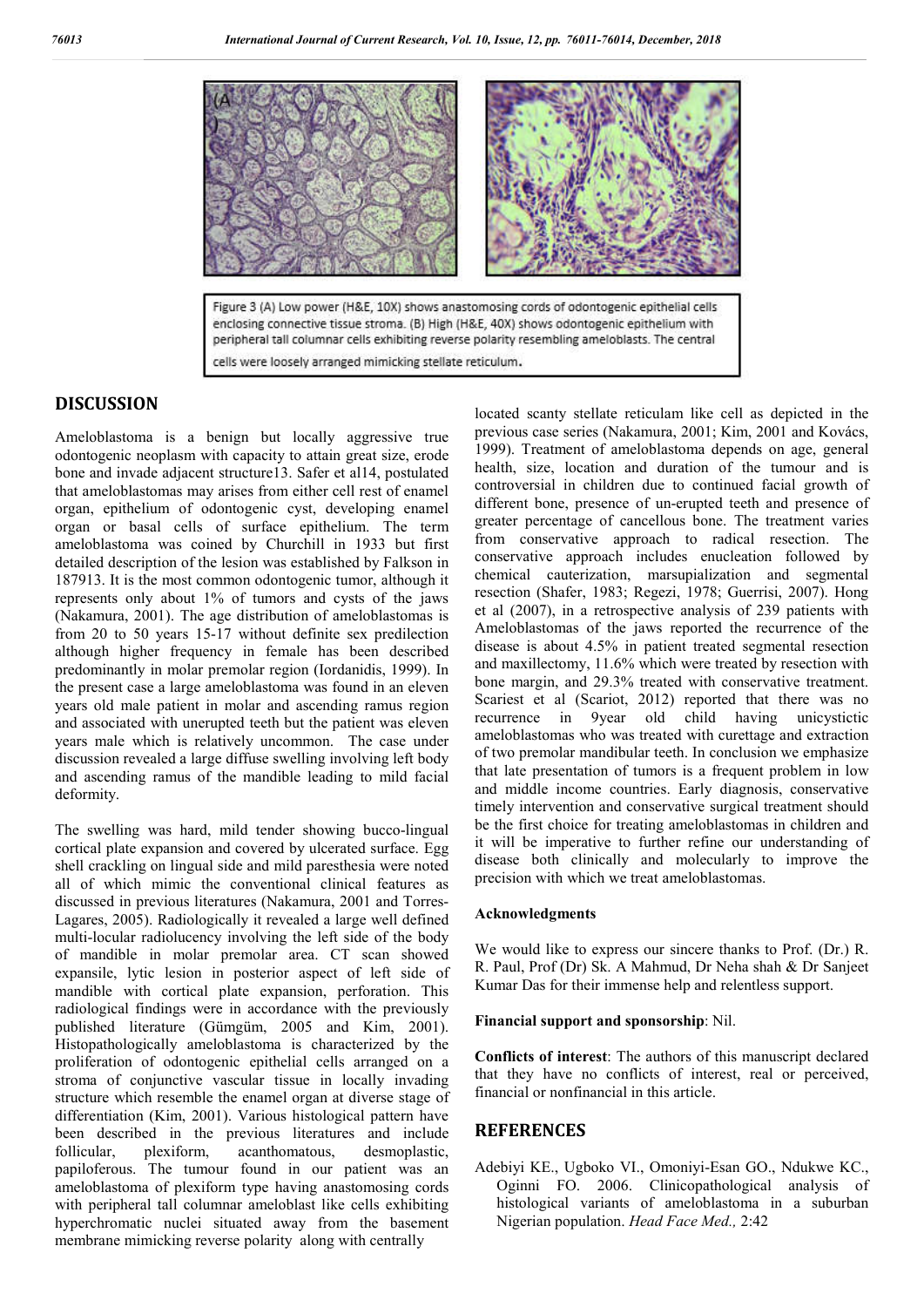Figure 3 (A) Low power (H&E, 10X) shows anastomosing cords of odontogenic epithelial cells enclosing connective tissue stroma. (B) High (H&E, 40X) shows odontogenic epithelium with peripheral tall columnar cells exhibiting reverse polarity resembling ameloblasts. The central cells were loosely arranged mimicking stellate reticulum.

# DISCUSSION

Ameloblastoma is a benign but locally aggressive true odontogenic neoplasm with capacity to attain great size, erode bone and invade adjacent structure13. Safer et al14, postulated that ameloblastomas may arises from either cell rest of enamel organ, epithelium of odontogenic cyst, developing enamel organ or basal cells of surface epithelium. The term ameloblastoma was coined by Churchill in 1933 but first detailed description of the lesion was established by Falkson in 187913. It is the most common odontogenic tumor, although it represents only about 1% of tumors and cysts of the jaws (Nakamura, 2001). The age distribution of ameloblastomas is from 20 to 50 years 15-17 without definite sex predilection although higher frequency in female has been described predominantly in molar premolar region (Iordanidis, 1999). In the present case a large ameloblastoma was found in an eleven years old male patient in molar and ascending ramus region and associated with unerupted teeth but the patient was eleven years male which is relatively uncommon. The case under discussion revealed a large diffuse swelling involving left body and ascending ramus of the mandible leading to mild facial deformity.

The swelling was hard, mild tender showing bucco-lingual cortical plate expansion and covered by ulcerated surface. Egg shell crackling on lingual side and mild paresthesia were noted all of which mimic the conventional clinical features as discussed in previous literatures (Nakamura, 2001 and Torres-Lagares, 2005). Radiologically it revealed a large well defined multi-locular radiolucency involving the left side of the body of mandible in molar premolar area. CT scan showed expansile, lytic lesion in posterior aspect of left side of mandible with cortical plate expansion, perforation. This radiological findings were in accordance with the previously published literature (Gümgüm, 2005 and Kim, 2001). Histopathologically ameloblastoma is characterized by the proliferation of odontogenic epithelial cells arranged on a stroma of conjunctive vascular tissue in locally invading structure which resemble the enamel organ at diverse stage of differentiation (Kim, 2001). Various histological pattern have been described in the previous literatures and include follicular, plexiform, acanthomatous, desmoplastic, papiloferous. The tumour found in our patient was an ameloblastoma of plexiform type having anastomosing cords with peripheral tall columnar ameloblast like cells exhibiting hyperchromatic nuclei situated away from the basement membrane mimicking reverse polarity along with centrally located scanty stellate reticulam like cell as depicted in the previous case series (Nakamura, 2001; Kim, 2001 and Kovács, 1999). Treatment of ameloblastoma depends on age, general health, size, location and duration of the tumour and is controversial in children due to continued facial growth of different bone, presence of un-erupted teeth and presence of greater percentage of cancellous bone. The treatment varies from conservative approach to radical resection. The conservative approach includes enucleation followed by chemical cauterization, marsupialization and segmental resection (Shafer, 1983; Regezi, 1978; Guerrisi, 2007). Hong et al (2007), in a retrospective analysis of 239 patients with Ameloblastomas of the jaws reported the recurrence of the disease is about 4.5% in patient treated segmental resection and maxillectomy, 11.6% which were treated by resection with bone margin, and 29.3% treated with conservative treatment. Scariest et al (Scariot, 2012) reported that there was no recurrence in 9year old child having unicystictic ameloblastomas who was treated with curettage and extraction of two premolar mandibular teeth. In conclusion we emphasize that late presentation of tumors is a frequent problem in low and middle income countries. Early diagnosis, conservative timely intervention and conservative surgical treatment should be the first choice for treating ameloblastomas in children and it will be imperative to further refine our understanding of disease both clinically and molecularly to improve the precision with which we treat ameloblastomas.

### Acknowledgments

We would like to express our sincere thanks to Prof. (Dr.) R. R. Paul, Prof (Dr) Sk. A Mahmud, Dr Neha shah & Dr Sanjeet Kumar Das for their immense help and relentless support.

**Financial support and sponsorship**: Nil.

**Conflicts of interest**: The authors of this manuscript declared that they have no conflicts of interest, real or perceived, financial or nonfinancial in this article.

# REFERENCES

Adebiyi KE., Ugboko VI., Omoniyi-Esan GO., Ndukwe KC., Oginni FO. 2006. Clinicopathological analysis of histological variants of ameloblastoma in a suburban Nigerian population. *Head Face Med.,* 2:42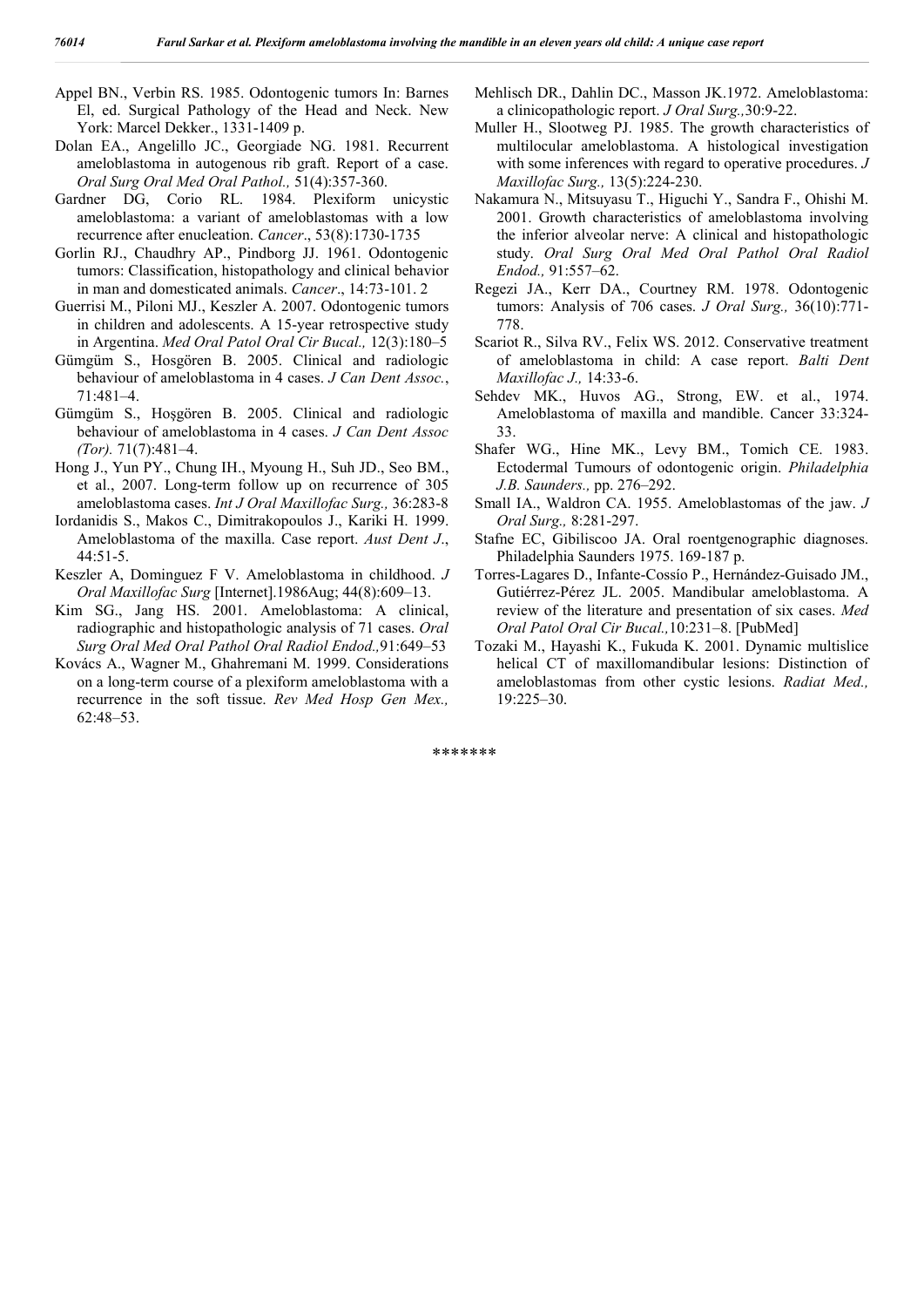Appel BN., Verbin RS. 1985. Odontogenic tumors In: Barnes El, ed. Surgical Pathology of the Head and Neck. New York: Marcel Dekker., 1331-1409 p.

Dolan EA., Angelillo JC., Georgiade NG. 1981. Recurrent ameloblastoma in autogenous rib graft. Report of a case. *Oral Surg Oral Med Oral Pathol.,* 51(4):357-360.

Gardner DG, Corio RL. 1984. Plexiform unicystic ameloblastoma: a variant of ameloblastomas with a low recurrence after enucleation. *Cancer*., 53(8):1730-1735

Gorlin RJ., Chaudhry AP., Pindborg JJ. 1961. Odontogenic tumors: Classification, histopathology and clinical behavior in man and domesticated animals. *Cancer*., 14:73-101. 2

Guerrisi M., Piloni MJ., Keszler A. 2007. Odontogenic tumors in children and adolescents. A 15-year retrospective study in Argentina. *Med Oral Patol Oral Cir Bucal.,* 12(3):180–5

Gümgüm S., Hosgören B. 2005. Clinical and radiologic behaviour of ameloblastoma in 4 cases. *J Can Dent Assoc.*, 71:481–4.

Gümgüm S., Hoşgören B. 2005. Clinical and radiologic behaviour of ameloblastoma in 4 cases. *J Can Dent Assoc (Tor).* 71(7):481–4.

Hong J., Yun PY., Chung IH., Myoung H., Suh JD., Seo BM., et al., 2007. Long-term follow up on recurrence of 305 ameloblastoma cases. *Int J Oral Maxillofac Surg.,* 36:283-8

Iordanidis S., Makos C., Dimitrakopoulos J., Kariki H. 1999. Ameloblastoma of the maxilla. Case report. *Aust Dent J*., 44:51-5.

Keszler A, Dominguez F V. Ameloblastoma in childhood. *J Oral Maxillofac Surg* [Internet].1986Aug; 44(8):609–13.

Kim SG., Jang HS. 2001. Ameloblastoma: A clinical, radiographic and histopathologic analysis of 71 cases. *Oral Surg Oral Med Oral Pathol Oral Radiol Endod.,*91:649–53

Kovács A., Wagner M., Ghahremani M. 1999. Considerations on a long-term course of a plexiform ameloblastoma with a recurrence in the soft tissue. *Rev Med Hosp Gen Mex.,* 62:48–53.

Mehlisch DR., Dahlin DC., Masson JK.1972. Ameloblastoma: a clinicopathologic report. *J Oral Surg.,*30:9-22.

Muller H., Slootweg PJ. 1985. The growth characteristics of multilocular ameloblastoma. A histological investigation with some inferences with regard to operative procedures. *J Maxillofac Surg.,* 13(5):224-230.

Nakamura N., Mitsuyasu T., Higuchi Y., Sandra F., Ohishi M. 2001. Growth characteristics of ameloblastoma involving the inferior alveolar nerve: A clinical and histopathologic study. *Oral Surg Oral Med Oral Pathol Oral Radiol Endod.,* 91:557–62.

Regezi JA., Kerr DA., Courtney RM. 1978. Odontogenic tumors: Analysis of 706 cases. *J Oral Surg.,* 36(10):771-778.

Scariot R., Silva RV., Felix WS. 2012. Conservative treatment of ameloblastoma in child: A case report. *Balti Dent Maxillofac J.,* 14:33-6.

Sehdev MK., Huvos AG., Strong, EW. et al., 1974. Ameloblastoma of maxilla and mandible. Cancer 33:324-33.

Shafer WG., Hine MK., Levy BM., Tomich CE. 1983. Ectodermal Tumours of odontogenic origin. *Philadelphia J.B. Saunders.,* pp. 276–292.

Small IA., Waldron CA. 1955. Ameloblastomas of the jaw. *J Oral Surg.,* 8:281-297.

Stafne EC, Gibiliscoo JA. Oral roentgenographic diagnoses. Philadelphia Saunders 1975. 169-187 p.

Torres-Lagares D., Infante-Cossío P., Hernández-Guisado JM., Gutiérrez-Pérez JL. 2005. Mandibular ameloblastoma. A review of the literature and presentation of six cases. *Med Oral Patol Oral Cir Bucal.,*10:231–8. [PubMed]

Tozaki M., Hayashi K., Fukuda K. 2001. Dynamic multislice helical CT of maxillomandibular lesions: Distinction of ameloblastomas from other cystic lesions. *Radiat Med.,* 19:225–30.

*******